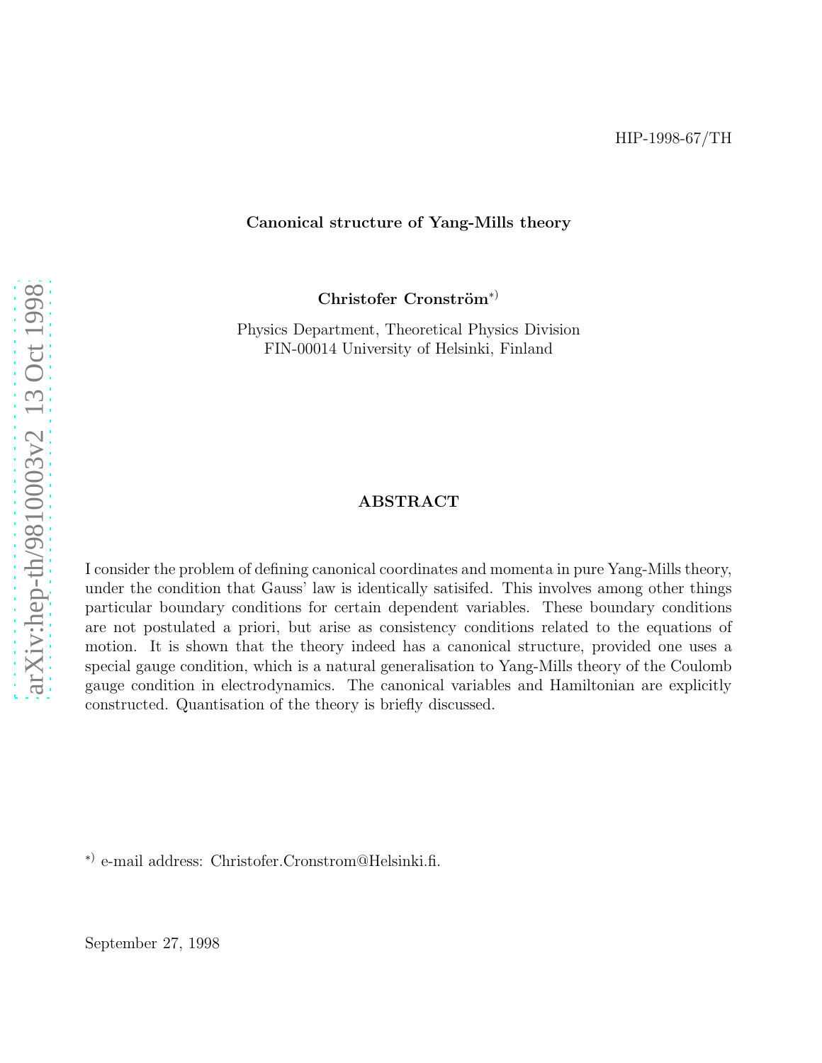HIP-1998-67/TH

# Canonical structure of Yang-Mills theory

**Christofer Cronström**[*)]

Physics Department, Theoretical Physics Division
FIN-00014 University of Helsinki, Finland

## ABSTRACT

I consider the problem of defining canonical coordinates and momenta in pure Yang-Mills theory, under the condition that Gauss' law is identically satisifed. This involves among other things particular boundary conditions for certain dependent variables. These boundary conditions are not postulated a priori, but arise as consistency conditions related to the equations of motion. It is shown that the theory indeed has a canonical structure, provided one uses a special gauge condition, which is a natural generalisation to Yang-Mills theory of the Coulomb gauge condition in electrodynamics. The canonical variables and Hamiltonian are explicitly constructed. Quantisation of the theory is briefly discussed.

[*)] e-mail address: Christofer.Cronstrom@Helsinki.fi.

September 27, 1998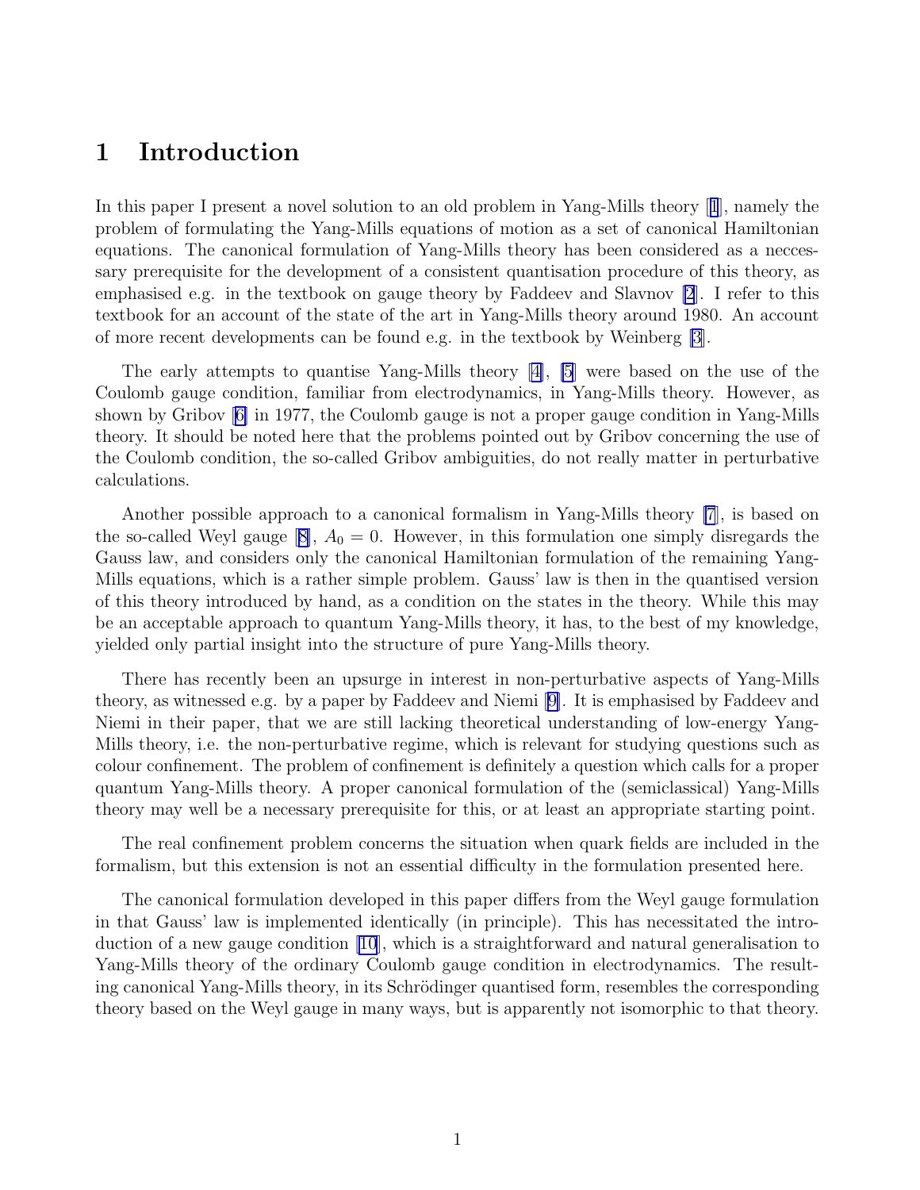# 1 Introduction

In this paper I present a novel solution to an old problem in Yang-Mills theory [1], namely the problem of formulating the Yang-Mills equations of motion as a set of canonical Hamiltonian equations. The canonical formulation of Yang-Mills theory has been considered as a neccessary prerequisite for the development of a consistent quantisation procedure of this theory, as emphasised e.g. in the textbook on gauge theory by Faddeev and Slavnov [2]. I refer to this textbook for an account of the state of the art in Yang-Mills theory around 1980. An account of more recent developments can be found e.g. in the textbook by Weinberg [3].

The early attempts to quantise Yang-Mills theory [4], [5] were based on the use of the Coulomb gauge condition, familiar from electrodynamics, in Yang-Mills theory. However, as shown by Gribov [6] in 1977, the Coulomb gauge is not a proper gauge condition in Yang-Mills theory. It should be noted here that the problems pointed out by Gribov concerning the use of the Coulomb condition, the so-called Gribov ambiguities, do not really matter in perturbative calculations.

Another possible approach to a canonical formalism in Yang-Mills theory [7], is based on the so-called Weyl gauge [8], $A_0 = 0$. However, in this formulation one simply disregards the Gauss law, and considers only the canonical Hamiltonian formulation of the remaining Yang-Mills equations, which is a rather simple problem. Gauss' law is then in the quantised version of this theory introduced by hand, as a condition on the states in the theory. While this may be an acceptable approach to quantum Yang-Mills theory, it has, to the best of my knowledge, yielded only partial insight into the structure of pure Yang-Mills theory.

There has recently been an upsurge in interest in non-perturbative aspects of Yang-Mills theory, as witnessed e.g. by a paper by Faddeev and Niemi [9]. It is emphasised by Faddeev and Niemi in their paper, that we are still lacking theoretical understanding of low-energy Yang-Mills theory, i.e. the non-perturbative regime, which is relevant for studying questions such as colour confinement. The problem of confinement is definitely a question which calls for a proper quantum Yang-Mills theory. A proper canonical formulation of the (semiclassical) Yang-Mills theory may well be a necessary prerequisite for this, or at least an appropriate starting point.

The real confinement problem concerns the situation when quark fields are included in the formalism, but this extension is not an essential difficulty in the formulation presented here.

The canonical formulation developed in this paper differs from the Weyl gauge formulation in that Gauss' law is implemented identically (in principle). This has necessitated the introduction of a new gauge condition [10], which is a straightforward and natural generalisation to Yang-Mills theory of the ordinary Coulomb gauge condition in electrodynamics. The resulting canonical Yang-Mills theory, in its Schrödinger quantised form, resembles the corresponding theory based on the Weyl gauge in many ways, but is apparently not isomorphic to that theory.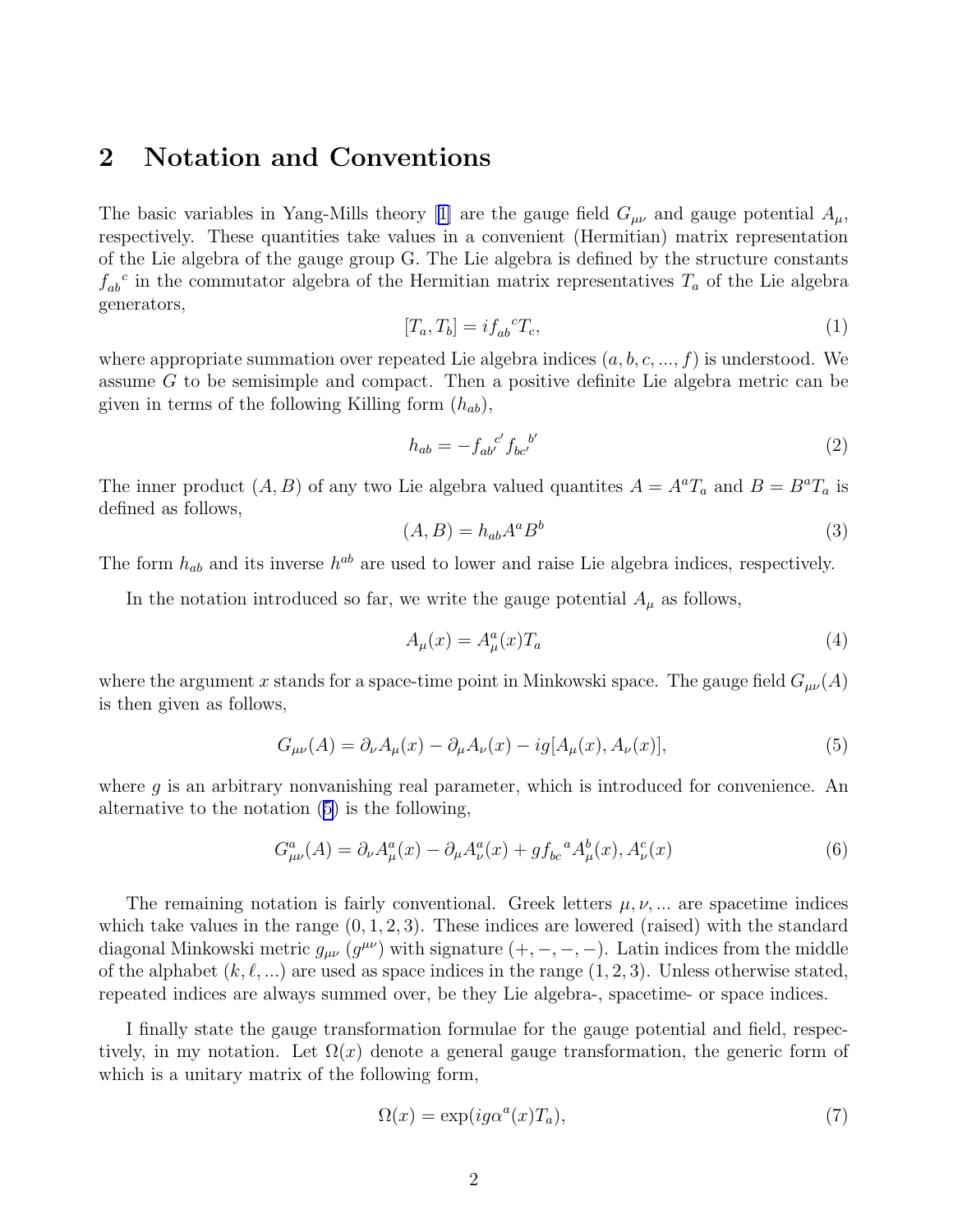## 2 Notation and Conventions

The basic variables in Yang-Mills theory [1] are the gauge field $G_{\mu\nu}$ and gauge potential $A_\mu$, respectively. These quantities take values in a convenient (Hermitian) matrix representation of the Lie algebra of the gauge group G. The Lie algebra is defined by the structure constants ${f_{ab}}^c$ in the commutator algebra of the Hermitian matrix representatives $T_a$ of the Lie algebra generators,

$$
[T_a, T_b] = i{f_{ab}}^c T_c, \tag{1}
$$

where appropriate summation over repeated Lie algebra indices $(a, b, c, ..., f)$ is understood. We assume $G$ to be semisimple and compact. Then a positive definite Lie algebra metric can be given in terms of the following Killing form $(h_{ab})$,

$$
h_{ab} = -{f_{ab'}}^{c'}{f_{bc'}}^{b'} \tag{2}
$$

The inner product $(A, B)$ of any two Lie algebra valued quantites $A = A^a T_a$ and $B = B^a T_a$ is defined as follows,

$$
(A, B) = h_{ab} A^a B^b \tag{3}
$$

The form $h_{ab}$ and its inverse $h^{ab}$ are used to lower and raise Lie algebra indices, respectively.

In the notation introduced so far, we write the gauge potential $A_\mu$ as follows,

$$
A_\mu(x) = A^a_\mu(x) T_a \tag{4}
$$

where the argument $x$ stands for a space-time point in Minkowski space. The gauge field $G_{\mu\nu}(A)$ is then given as follows,

$$
G_{\mu\nu}(A) = \partial_\nu A_\mu(x) - \partial_\mu A_\nu(x) - ig[A_\mu(x), A_\nu(x)], \tag{5}
$$

where $g$ is an arbitrary nonvanishing real parameter, which is introduced for convenience. An alternative to the notation (5) is the following,

$$
G^a_{\mu\nu}(A) = \partial_\nu A^a_\mu(x) - \partial_\mu A^a_\nu(x) + g{f_{bc}}^a A^b_\mu(x), A^c_\nu(x) \tag{6}
$$

The remaining notation is fairly conventional. Greek letters $\mu, \nu, ...$ are spacetime indices which take values in the range $(0, 1, 2, 3)$. These indices are lowered (raised) with the standard diagonal Minkowski metric $g_{\mu\nu}$ $(g^{\mu\nu})$ with signature $(+, -, -, -)$. Latin indices from the middle of the alphabet $(k, \ell, ...)$ are used as space indices in the range $(1, 2, 3)$. Unless otherwise stated, repeated indices are always summed over, be they Lie algebra-, spacetime- or space indices.

I finally state the gauge transformation formulae for the gauge potential and field, respectively, in my notation. Let $\Omega(x)$ denote a general gauge transformation, the generic form of which is a unitary matrix of the following form,

$$
\Omega(x) = \exp(ig\alpha^a(x) T_a), \tag{7}
$$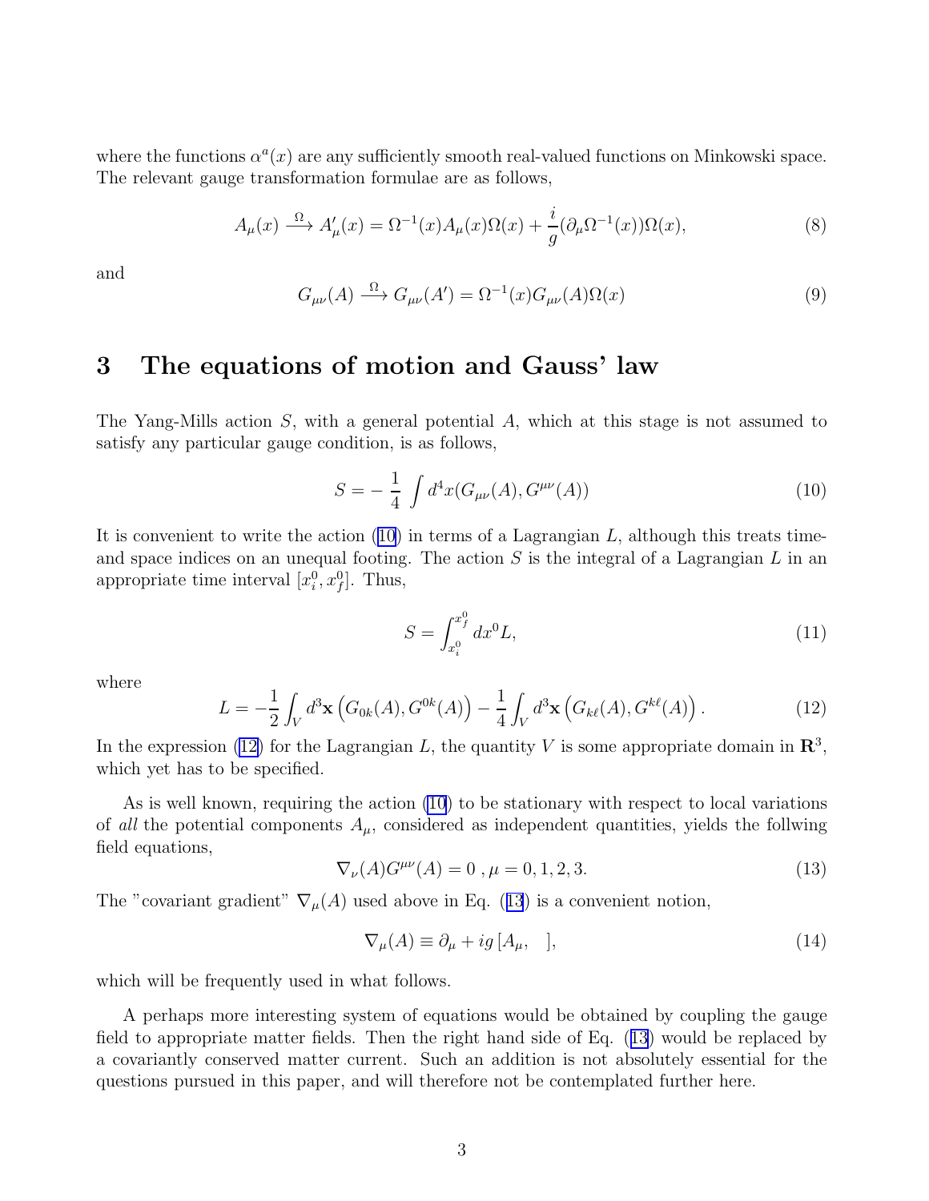where the functions $\alpha^a(x)$ are any sufficiently smooth real-valued functions on Minkowski space. The relevant gauge transformation formulae are as follows,

$$A_\mu(x) \xrightarrow{\Omega} A'_\mu(x) = \Omega^{-1}(x)A_\mu(x)\Omega(x) + \frac{i}{g}(\partial_\mu \Omega^{-1}(x))\Omega(x), \tag{8}$$

and

$$G_{\mu\nu}(A) \xrightarrow{\Omega} G_{\mu\nu}(A') = \Omega^{-1}(x)G_{\mu\nu}(A)\Omega(x) \tag{9}$$

# 3 The equations of motion and Gauss' law

The Yang-Mills action $S$, with a general potential $A$, which at this stage is not assumed to satisfy any particular gauge condition, is as follows,

$$S = -\,\frac{1}{4}\,\int d^4x(G_{\mu\nu}(A), G^{\mu\nu}(A)) \tag{10}$$

It is convenient to write the action (10) in terms of a Lagrangian $L$, although this treats time- and space indices on an unequal footing. The action $S$ is the integral of a Lagrangian $L$ in an appropriate time interval $[x_i^0, x_f^0]$. Thus,

$$S = \int_{x_i^0}^{x_f^0} dx^0 L, \tag{11}$$

where

$$L = -\frac{1}{2}\int_V d^3\mathbf{x}\left(G_{0k}(A), G^{0k}(A)\right) - \frac{1}{4}\int_V d^3\mathbf{x}\left(G_{k\ell}(A), G^{k\ell}(A)\right). \tag{12}$$

In the expression (12) for the Lagrangian $L$, the quantity $V$ is some appropriate domain in $\mathbf{R}^3$, which yet has to be specified.

As is well known, requiring the action (10) to be stationary with respect to local variations of *all* the potential components $A_\mu$, considered as independent quantities, yields the follwing field equations,

$$\nabla_\nu(A)G^{\mu\nu}(A) = 0\;, \mu = 0, 1, 2, 3. \tag{13}$$

The "covariant gradient" $\nabla_\mu(A)$ used above in Eq. (13) is a convenient notion,

$$\nabla_\mu(A) \equiv \partial_\mu + ig\,[A_\mu, \quad], \tag{14}$$

which will be frequently used in what follows.

A perhaps more interesting system of equations would be obtained by coupling the gauge field to appropriate matter fields. Then the right hand side of Eq. (13) would be replaced by a covariantly conserved matter current. Such an addition is not absolutely essential for the questions pursued in this paper, and will therefore not be contemplated further here.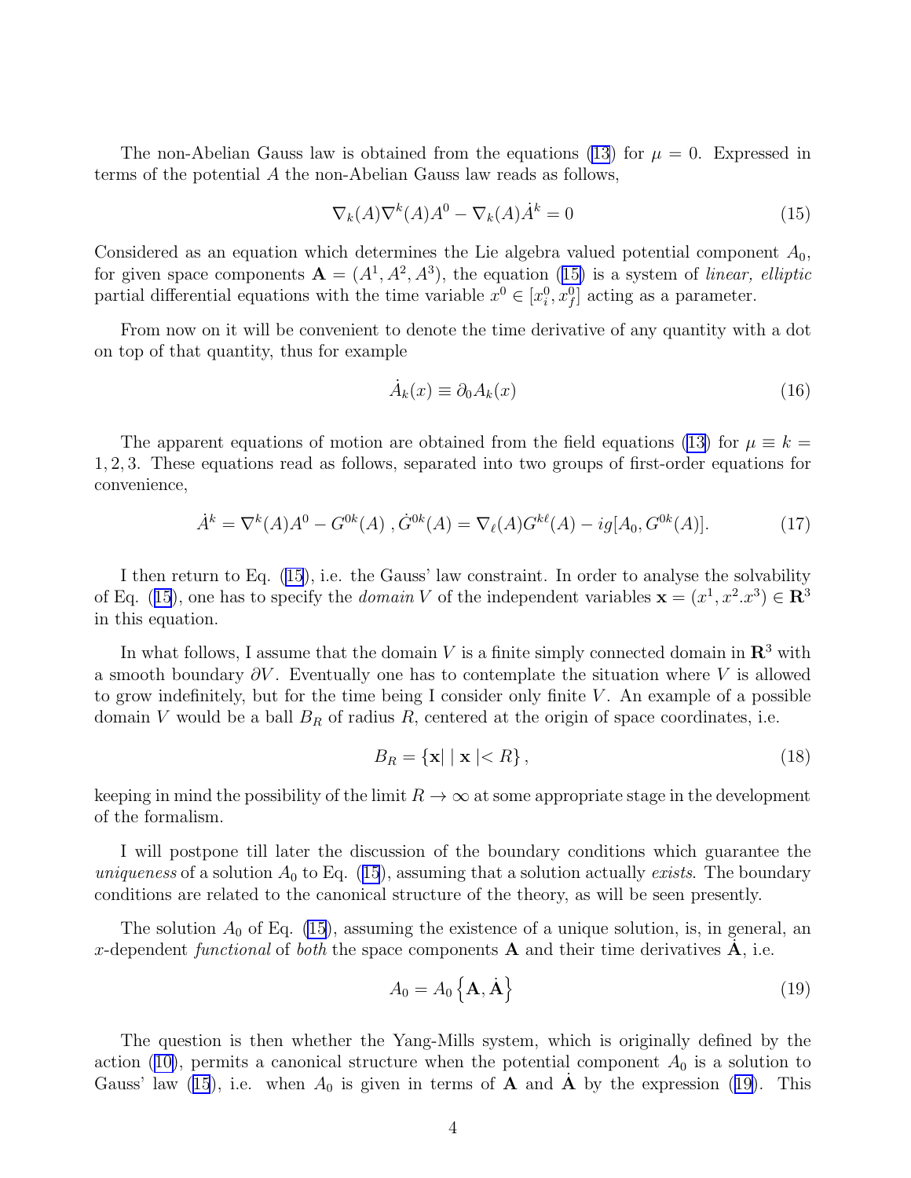The non-Abelian Gauss law is obtained from the equations (13) for $\mu = 0$. Expressed in terms of the potential $A$ the non-Abelian Gauss law reads as follows,

$$\nabla_k(A)\nabla^k(A)A^0 - \nabla_k(A)\dot{A}^k = 0 \tag{15}$$

Considered as an equation which determines the Lie algebra valued potential component $A_0$, for given space components $\mathbf{A} = (A^1, A^2, A^3)$, the equation (15) is a system of *linear, elliptic* partial differential equations with the time variable $x^0 \in [x_i^0, x_f^0]$ acting as a parameter.

From now on it will be convenient to denote the time derivative of any quantity with a dot on top of that quantity, thus for example

$$\dot{A}_k(x) \equiv \partial_0 A_k(x) \tag{16}$$

The apparent equations of motion are obtained from the field equations (13) for $\mu \equiv k = 1, 2, 3$. These equations read as follows, separated into two groups of first-order equations for convenience,

$$\dot{A}^k = \nabla^k(A)A^0 - G^{0k}(A)\,, \dot{G}^{0k}(A) = \nabla_\ell(A)G^{k\ell}(A) - ig[A_0, G^{0k}(A)]. \tag{17}$$

I then return to Eq. (15), i.e. the Gauss' law constraint. In order to analyse the solvability of Eq. (15), one has to specify the *domain* $V$ of the independent variables $\mathbf{x} = (x^1, x^2.x^3) \in \mathbf{R}^3$ in this equation.

In what follows, I assume that the domain $V$ is a finite simply connected domain in $\mathbf{R}^3$ with a smooth boundary $\partial V$. Eventually one has to contemplate the situation where $V$ is allowed to grow indefinitely, but for the time being I consider only finite $V$. An example of a possible domain $V$ would be a ball $B_R$ of radius $R$, centered at the origin of space coordinates, i.e.

$$B_R = \{\mathbf{x} |\mid \mathbf{x} \mid < R\}, \tag{18}$$

keeping in mind the possibility of the limit $R \to \infty$ at some appropriate stage in the development of the formalism.

I will postpone till later the discussion of the boundary conditions which guarantee the *uniqueness* of a solution $A_0$ to Eq. (15), assuming that a solution actually *exists*. The boundary conditions are related to the canonical structure of the theory, as will be seen presently.

The solution $A_0$ of Eq. (15), assuming the existence of a unique solution, is, in general, an $x$-dependent *functional* of *both* the space components $\mathbf{A}$ and their time derivatives $\dot{\mathbf{A}}$, i.e.

$$A_0 = A_0 \left\{ \mathbf{A}, \dot{\mathbf{A}} \right\} \tag{19}$$

The question is then whether the Yang-Mills system, which is originally defined by the action (10), permits a canonical structure when the potential component $A_0$ is a solution to Gauss' law (15), i.e. when $A_0$ is given in terms of $\mathbf{A}$ and $\dot{\mathbf{A}}$ by the expression (19). This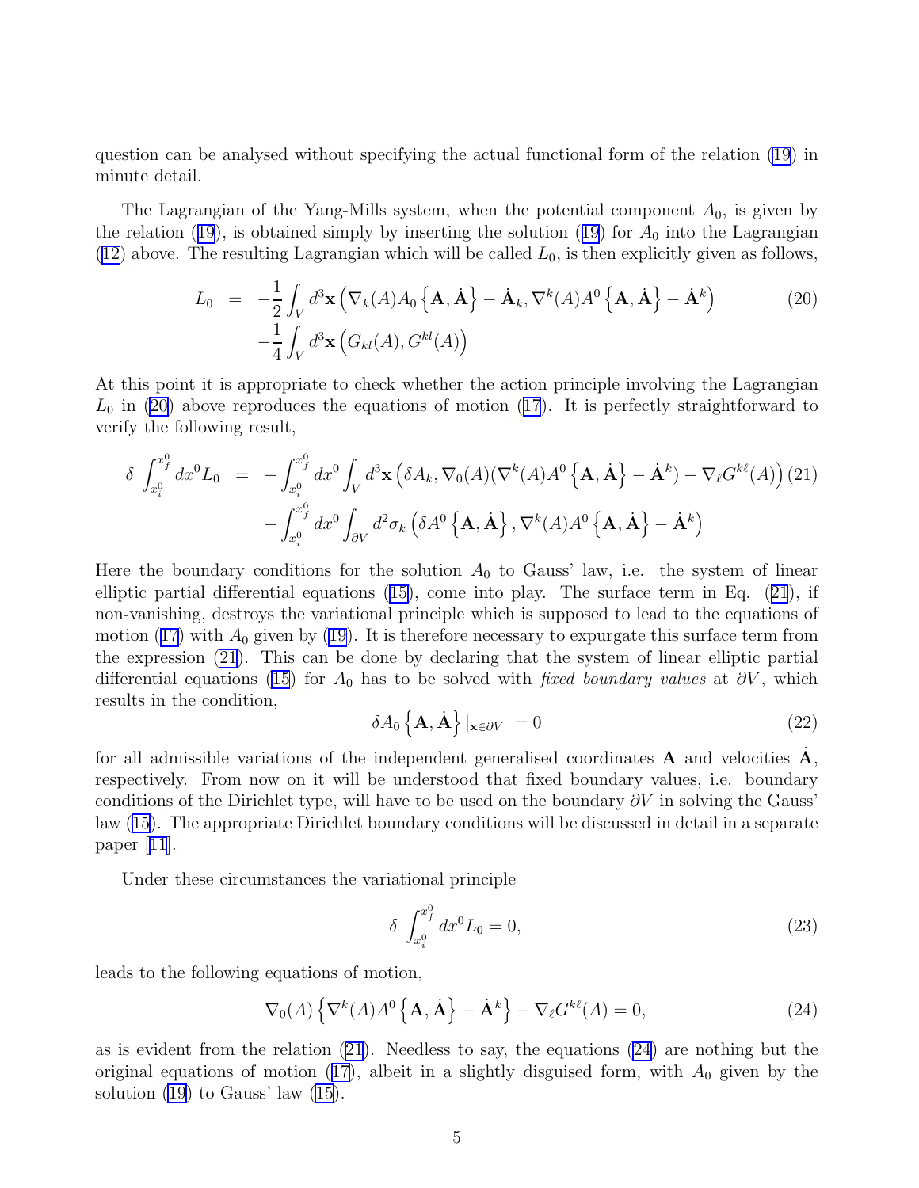question can be analysed without specifying the actual functional form of the relation (19) in minute detail.

The Lagrangian of the Yang-Mills system, when the potential component $A_0$, is given by the relation (19), is obtained simply by inserting the solution (19) for $A_0$ into the Lagrangian (12) above. The resulting Lagrangian which will be called $L_0$, is then explicitly given as follows,

$$
\begin{aligned}
L_0 &= -\frac{1}{2}\int_V d^3\mathbf{x}\left(\nabla_k(A)A_0\left\{\mathbf{A},\dot{\mathbf{A}}\right\} - \dot{\mathbf{A}}_k, \nabla^k(A)A^0\left\{\mathbf{A},\dot{\mathbf{A}}\right\} - \dot{\mathbf{A}}^k\right) \\
&\quad -\frac{1}{4}\int_V d^3\mathbf{x}\left(G_{kl}(A), G^{kl}(A)\right)
\end{aligned} \tag{20}
$$

At this point it is appropriate to check whether the action principle involving the Lagrangian $L_0$ in (20) above reproduces the equations of motion (17). It is perfectly straightforward to verify the following result,

$$
\begin{aligned}
\delta\int_{x_i^0}^{x_f^0} dx^0 L_0 &= -\int_{x_i^0}^{x_f^0} dx^0 \int_V d^3\mathbf{x}\left(\delta A_k, \nabla_0(A)(\nabla^k(A)A^0\left\{\mathbf{A},\dot{\mathbf{A}}\right\} - \dot{\mathbf{A}}^k) - \nabla_\ell G^{k\ell}(A)\right) \\
&\quad -\int_{x_i^0}^{x_f^0} dx^0 \int_{\partial V} d^2\sigma_k\left(\delta A^0\left\{\mathbf{A},\dot{\mathbf{A}}\right\}, \nabla^k(A)A^0\left\{\mathbf{A},\dot{\mathbf{A}}\right\} - \dot{\mathbf{A}}^k\right)
\end{aligned} \tag{21}
$$

Here the boundary conditions for the solution $A_0$ to Gauss' law, i.e. the system of linear elliptic partial differential equations (15), come into play. The surface term in Eq. (21), if non-vanishing, destroys the variational principle which is supposed to lead to the equations of motion (17) with $A_0$ given by (19). It is therefore necessary to expurgate this surface term from the expression (21). This can be done by declaring that the system of linear elliptic partial differential equations (15) for $A_0$ has to be solved with *fixed boundary values* at $\partial V$, which results in the condition,

$$
\delta A_0\left\{\mathbf{A},\dot{\mathbf{A}}\right\}|_{\mathbf{x}\in\partial V} = 0 \tag{22}
$$

for all admissible variations of the independent generalised coordinates $\mathbf{A}$ and velocities $\dot{\mathbf{A}}$, respectively. From now on it will be understood that fixed boundary values, i.e. boundary conditions of the Dirichlet type, will have to be used on the boundary $\partial V$ in solving the Gauss' law (15). The appropriate Dirichlet boundary conditions will be discussed in detail in a separate paper [11].

Under these circumstances the variational principle

$$
\delta\int_{x_i^0}^{x_f^0} dx^0 L_0 = 0, \tag{23}
$$

leads to the following equations of motion,

$$
\nabla_0(A)\left\{\nabla^k(A)A^0\left\{\mathbf{A},\dot{\mathbf{A}}\right\} - \dot{\mathbf{A}}^k\right\} - \nabla_\ell G^{k\ell}(A) = 0, \tag{24}
$$

as is evident from the relation (21). Needless to say, the equations (24) are nothing but the original equations of motion (17), albeit in a slightly disguised form, with $A_0$ given by the solution (19) to Gauss' law (15).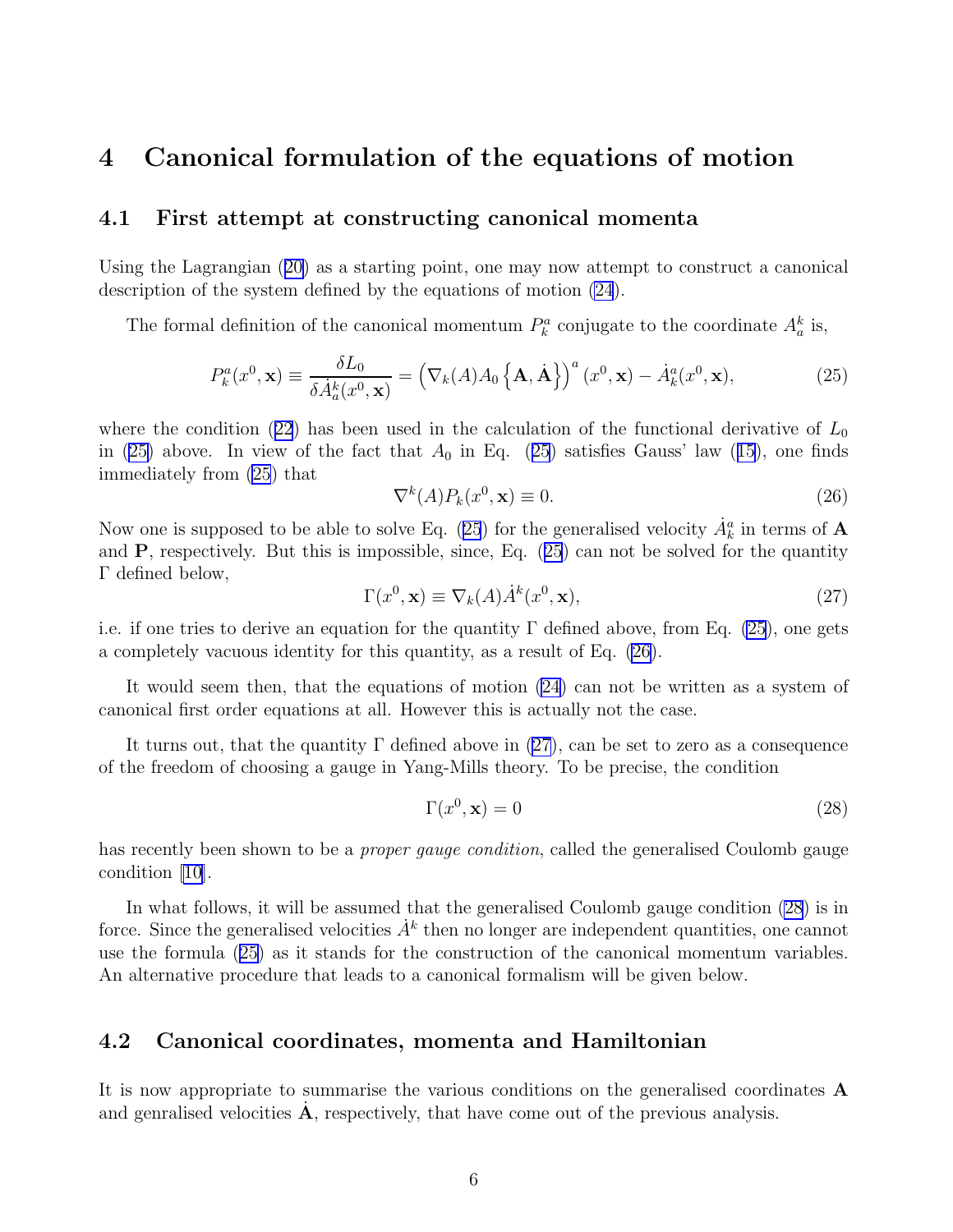## 4 Canonical formulation of the equations of motion

### 4.1 First attempt at constructing canonical momenta

Using the Lagrangian (20) as a starting point, one may now attempt to construct a canonical description of the system defined by the equations of motion (24).

The formal definition of the canonical momentum $P^a_k$ conjugate to the coordinate $A^k_a$ is,

$$P^a_k(x^0, \mathbf{x}) \equiv \frac{\delta L_0}{\delta \dot{A}^k_a(x^0, \mathbf{x})} = \left(\nabla_k(A) A_0 \left\{\mathbf{A}, \dot{\mathbf{A}}\right\}\right)^a (x^0, \mathbf{x}) - \dot{A}^a_k(x^0, \mathbf{x}), \tag{25}$$

where the condition (22) has been used in the calculation of the functional derivative of $L_0$ in (25) above. In view of the fact that $A_0$ in Eq. (25) satisfies Gauss' law (15), one finds immediately from (25) that

$$\nabla^k(A) P_k(x^0, \mathbf{x}) \equiv 0. \tag{26}$$

Now one is supposed to be able to solve Eq. (25) for the generalised velocity $\dot{A}^a_k$ in terms of $\mathbf{A}$ and $\mathbf{P}$, respectively. But this is impossible, since, Eq. (25) can not be solved for the quantity $\Gamma$ defined below,

$$\Gamma(x^0, \mathbf{x}) \equiv \nabla_k(A) \dot{A}^k(x^0, \mathbf{x}), \tag{27}$$

i.e. if one tries to derive an equation for the quantity $\Gamma$ defined above, from Eq. (25), one gets a completely vacuous identity for this quantity, as a result of Eq. (26).

It would seem then, that the equations of motion (24) can not be written as a system of canonical first order equations at all. However this is actually not the case.

It turns out, that the quantity $\Gamma$ defined above in (27), can be set to zero as a consequence of the freedom of choosing a gauge in Yang-Mills theory. To be precise, the condition

$$\Gamma(x^0, \mathbf{x}) = 0 \tag{28}$$

has recently been shown to be a *proper gauge condition*, called the generalised Coulomb gauge condition [10].

In what follows, it will be assumed that the generalised Coulomb gauge condition (28) is in force. Since the generalised velocities $\dot{A}^k$ then no longer are independent quantities, one cannot use the formula (25) as it stands for the construction of the canonical momentum variables. An alternative procedure that leads to a canonical formalism will be given below.

### 4.2 Canonical coordinates, momenta and Hamiltonian

It is now appropriate to summarise the various conditions on the generalised coordinates $\mathbf{A}$ and genralised velocities $\dot{\mathbf{A}}$, respectively, that have come out of the previous analysis.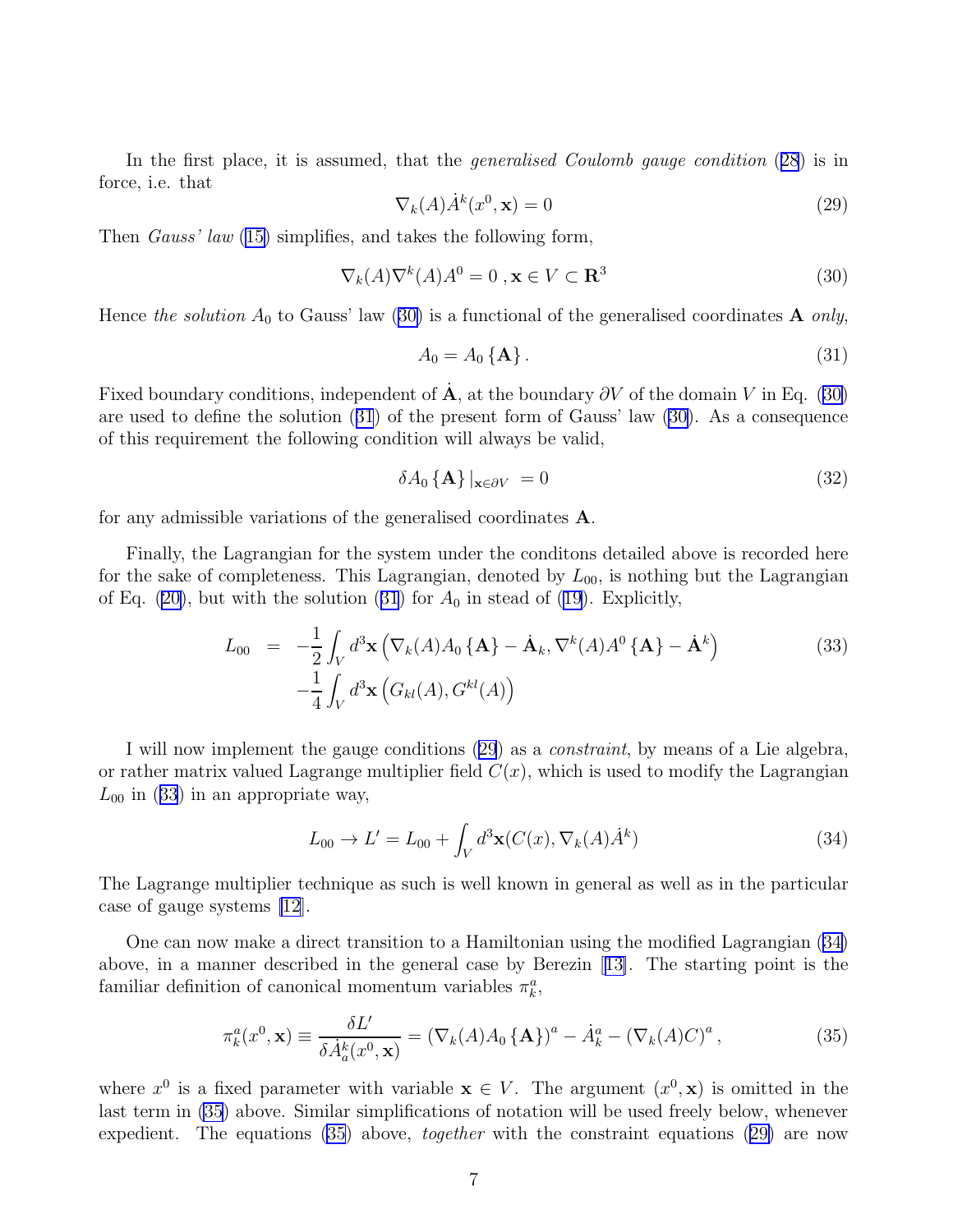In the first place, it is assumed, that the *generalised Coulomb gauge condition* (28) is in force, i.e. that

$$\nabla_k(A)\dot{A}^k(x^0,\mathbf{x}) = 0 \tag{29}$$

Then *Gauss' law* (15) simplifies, and takes the following form,

$$\nabla_k(A)\nabla^k(A)A^0 = 0\ , \mathbf{x} \in V \subset \mathbf{R}^3 \tag{30}$$

Hence *the solution* $A_0$ to Gauss' law (30) is a functional of the generalised coordinates $\mathbf{A}$ *only*,

$$A_0 = A_0\left\{\mathbf{A}\right\}. \tag{31}$$

Fixed boundary conditions, independent of $\dot{\mathbf{A}}$, at the boundary $\partial V$ of the domain $V$ in Eq. (30) are used to define the solution (31) of the present form of Gauss' law (30). As a consequence of this requirement the following condition will always be valid,

$$\delta A_0\left\{\mathbf{A}\right\}|_{\mathbf{x}\in\partial V}\ = 0 \tag{32}$$

for any admissible variations of the generalised coordinates $\mathbf{A}$.

Finally, the Lagrangian for the system under the conditons detailed above is recorded here for the sake of completeness. This Lagrangian, denoted by $L_{00}$, is nothing but the Lagrangian of Eq. (20), but with the solution (31) for $A_0$ in stead of (19). Explicitly,

$$\begin{aligned} L_{00} \;\; = \;\; & -\frac{1}{2}\int_V d^3\mathbf{x}\left(\nabla_k(A)A_0\left\{\mathbf{A}\right\} - \dot{\mathbf{A}}_k, \nabla^k(A)A^0\left\{\mathbf{A}\right\} - \dot{\mathbf{A}}^k\right) \\ & -\frac{1}{4}\int_V d^3\mathbf{x}\left(G_{kl}(A), G^{kl}(A)\right) \end{aligned} \tag{33}$$

I will now implement the gauge conditions (29) as a *constraint*, by means of a Lie algebra, or rather matrix valued Lagrange multiplier field $C(x)$, which is used to modify the Lagrangian $L_{00}$ in (33) in an appropriate way,

$$L_{00} \to L' = L_{00} + \int_V d^3\mathbf{x}(C(x), \nabla_k(A)\dot{A}^k) \tag{34}$$

The Lagrange multiplier technique as such is well known in general as well as in the particular case of gauge systems [12].

One can now make a direct transition to a Hamiltonian using the modified Lagrangian (34) above, in a manner described in the general case by Berezin [13]. The starting point is the familiar definition of canonical momentum variables $\pi_k^a$,

$$\pi_k^a(x^0,\mathbf{x}) \equiv \frac{\delta L'}{\delta \dot{A}_a^k(x^0,\mathbf{x})} = \left(\nabla_k(A)A_0\left\{\mathbf{A}\right\}\right)^a - \dot{A}_k^a - \left(\nabla_k(A)C\right)^a, \tag{35}$$

where $x^0$ is a fixed parameter with variable $\mathbf{x} \in V$. The argument $(x^0,\mathbf{x})$ is omitted in the last term in (35) above. Similar simplifications of notation will be used freely below, whenever expedient. The equations (35) above, *together* with the constraint equations (29) are now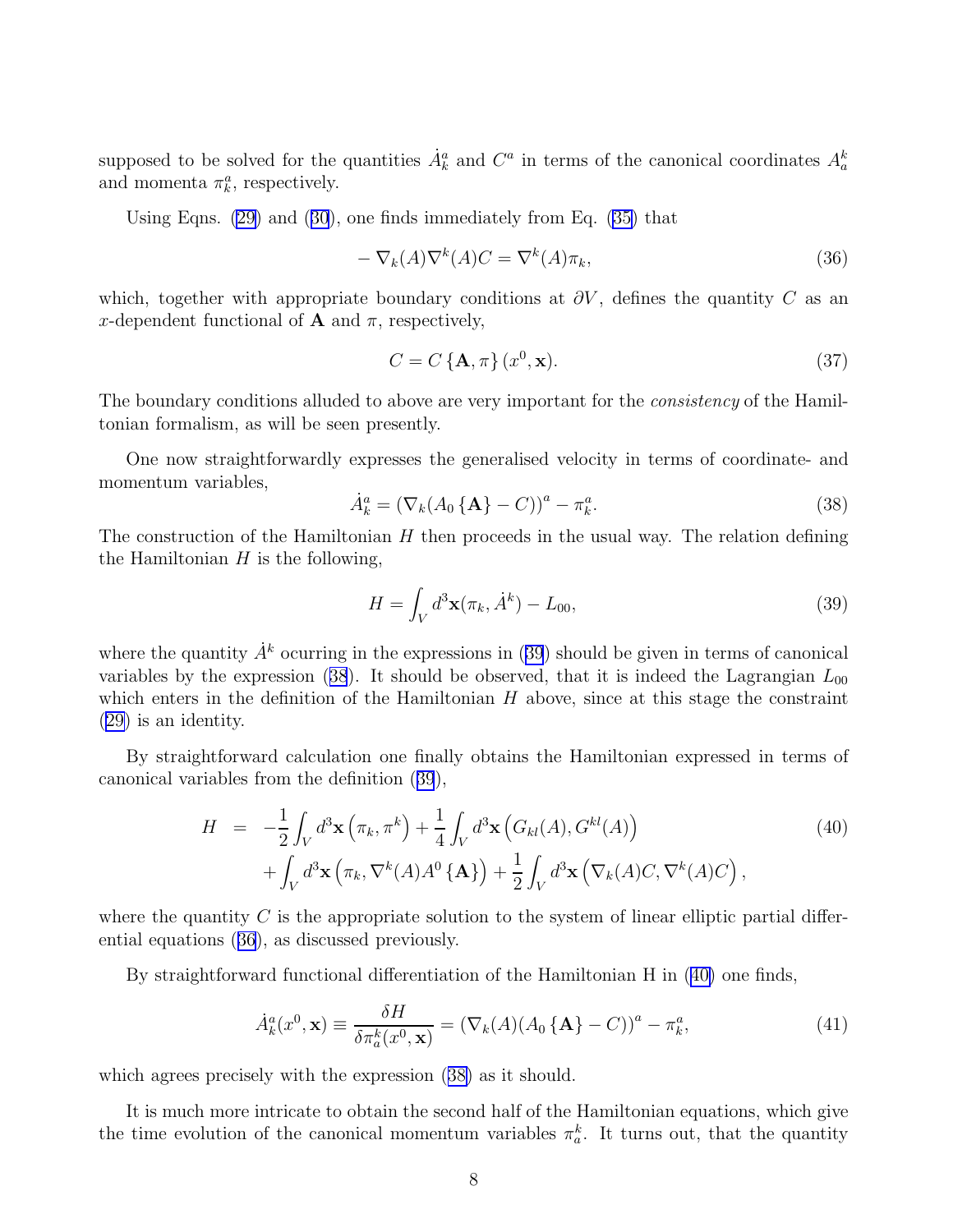supposed to be solved for the quantities $\dot{A}_k^a$ and $C^a$ in terms of the canonical coordinates $A_a^k$ and momenta $\pi_k^a$, respectively.

Using Eqns. (29) and (30), one finds immediately from Eq. (35) that

$$- \nabla_k(A)\nabla^k(A)C = \nabla^k(A)\pi_k, \tag{36}$$

which, together with appropriate boundary conditions at $\partial V$, defines the quantity $C$ as an $x$-dependent functional of $\mathbf{A}$ and $\pi$, respectively,

$$C = C\{\mathbf{A}, \pi\}(x^0, \mathbf{x}). \tag{37}$$

The boundary conditions alluded to above are very important for the *consistency* of the Hamiltonian formalism, as will be seen presently.

One now straightforwardly expresses the generalised velocity in terms of coordinate- and momentum variables,

$$\dot{A}_k^a = (\nabla_k(A_0\{\mathbf{A}\} - C))^a - \pi_k^a. \tag{38}$$

The construction of the Hamiltonian $H$ then proceeds in the usual way. The relation defining the Hamiltonian $H$ is the following,

$$H = \int_V d^3\mathbf{x}(\pi_k, \dot{A}^k) - L_{00}, \tag{39}$$

where the quantity $\dot{A}^k$ ocurring in the expressions in (39) should be given in terms of canonical variables by the expression (38). It should be observed, that it is indeed the Lagrangian $L_{00}$ which enters in the definition of the Hamiltonian $H$ above, since at this stage the constraint (29) is an identity.

By straightforward calculation one finally obtains the Hamiltonian expressed in terms of canonical variables from the definition (39),

$$\begin{aligned} H &= -\frac{1}{2}\int_V d^3\mathbf{x}\left(\pi_k, \pi^k\right) + \frac{1}{4}\int_V d^3\mathbf{x}\left(G_{kl}(A), G^{kl}(A)\right) \\ &\quad + \int_V d^3\mathbf{x}\left(\pi_k, \nabla^k(A)A^0\{\mathbf{A}\}\right) + \frac{1}{2}\int_V d^3\mathbf{x}\left(\nabla_k(A)C, \nabla^k(A)C\right), \end{aligned} \tag{40}$$

where the quantity $C$ is the appropriate solution to the system of linear elliptic partial differential equations (36), as discussed previously.

By straightforward functional differentiation of the Hamiltonian H in (40) one finds,

$$\dot{A}_k^a(x^0, \mathbf{x}) \equiv \frac{\delta H}{\delta \pi_a^k(x^0, \mathbf{x})} = (\nabla_k(A)(A_0\{\mathbf{A}\} - C))^a - \pi_k^a, \tag{41}$$

which agrees precisely with the expression (38) as it should.

It is much more intricate to obtain the second half of the Hamiltonian equations, which give the time evolution of the canonical momentum variables $\pi_a^k$. It turns out, that the quantity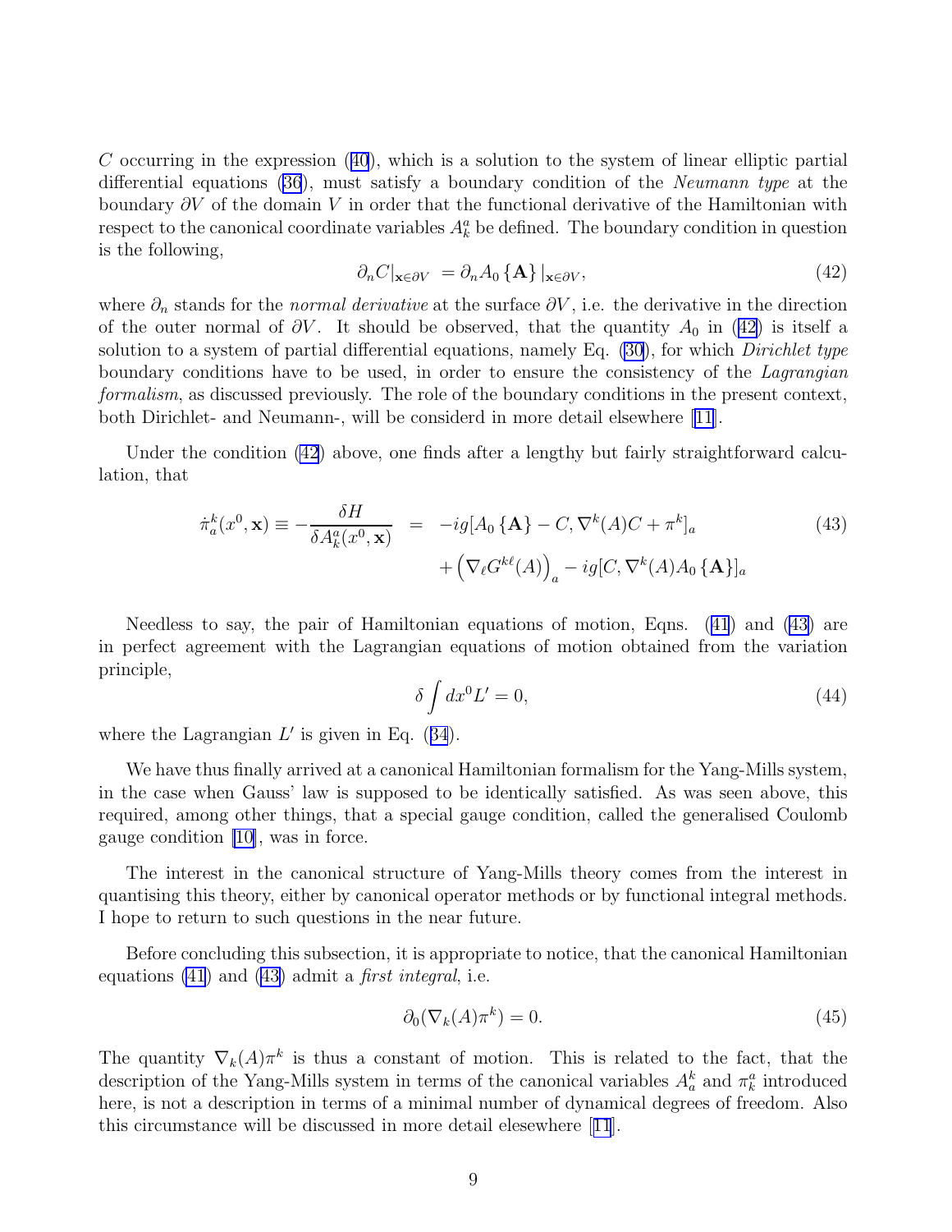$C$ occurring in the expression (40), which is a solution to the system of linear elliptic partial differential equations (36), must satisfy a boundary condition of the *Neumann type* at the boundary $\partial V$ of the domain $V$ in order that the functional derivative of the Hamiltonian with respect to the canonical coordinate variables $A^a_k$ be defined. The boundary condition in question is the following,

$$\partial_n C|_{\mathbf{x}\in\partial V} = \partial_n A_0 \{\mathbf{A}\}|_{\mathbf{x}\in\partial V}, \tag{42}$$

where $\partial_n$ stands for the *normal derivative* at the surface $\partial V$, i.e. the derivative in the direction of the outer normal of $\partial V$. It should be observed, that the quantity $A_0$ in (42) is itself a solution to a system of partial differential equations, namely Eq. (30), for which *Dirichlet type* boundary conditions have to be used, in order to ensure the consistency of the *Lagrangian formalism*, as discussed previously. The role of the boundary conditions in the present context, both Dirichlet- and Neumann-, will be considerd in more detail elsewhere [11].

Under the condition (42) above, one finds after a lengthy but fairly straightforward calculation, that

$$\begin{aligned} \dot{\pi}^k_a(x^0,\mathbf{x}) \equiv -\frac{\delta H}{\delta A^a_k(x^0,\mathbf{x})} &= -ig[A_0\{\mathbf{A}\} - C, \nabla^k(A)C + \pi^k]_a \\ &\quad + \left(\nabla_\ell G^{k\ell}(A)\right)_a - ig[C, \nabla^k(A)A_0\{\mathbf{A}\}]_a \end{aligned} \tag{43}$$

Needless to say, the pair of Hamiltonian equations of motion, Eqns. (41) and (43) are in perfect agreement with the Lagrangian equations of motion obtained from the variation principle,

$$\delta \int dx^0 L' = 0, \tag{44}$$

where the Lagrangian $L'$ is given in Eq. (34).

We have thus finally arrived at a canonical Hamiltonian formalism for the Yang-Mills system, in the case when Gauss' law is supposed to be identically satisfied. As was seen above, this required, among other things, that a special gauge condition, called the generalised Coulomb gauge condition [10], was in force.

The interest in the canonical structure of Yang-Mills theory comes from the interest in quantising this theory, either by canonical operator methods or by functional integral methods. I hope to return to such questions in the near future.

Before concluding this subsection, it is appropriate to notice, that the canonical Hamiltonian equations (41) and (43) admit a *first integral*, i.e.

$$\partial_0(\nabla_k(A)\pi^k) = 0. \tag{45}$$

The quantity $\nabla_k(A)\pi^k$ is thus a constant of motion. This is related to the fact, that the description of the Yang-Mills system in terms of the canonical variables $A^k_a$ and $\pi^a_k$ introduced here, is not a description in terms of a minimal number of dynamical degrees of freedom. Also this circumstance will be discussed in more detail elsewhere [11].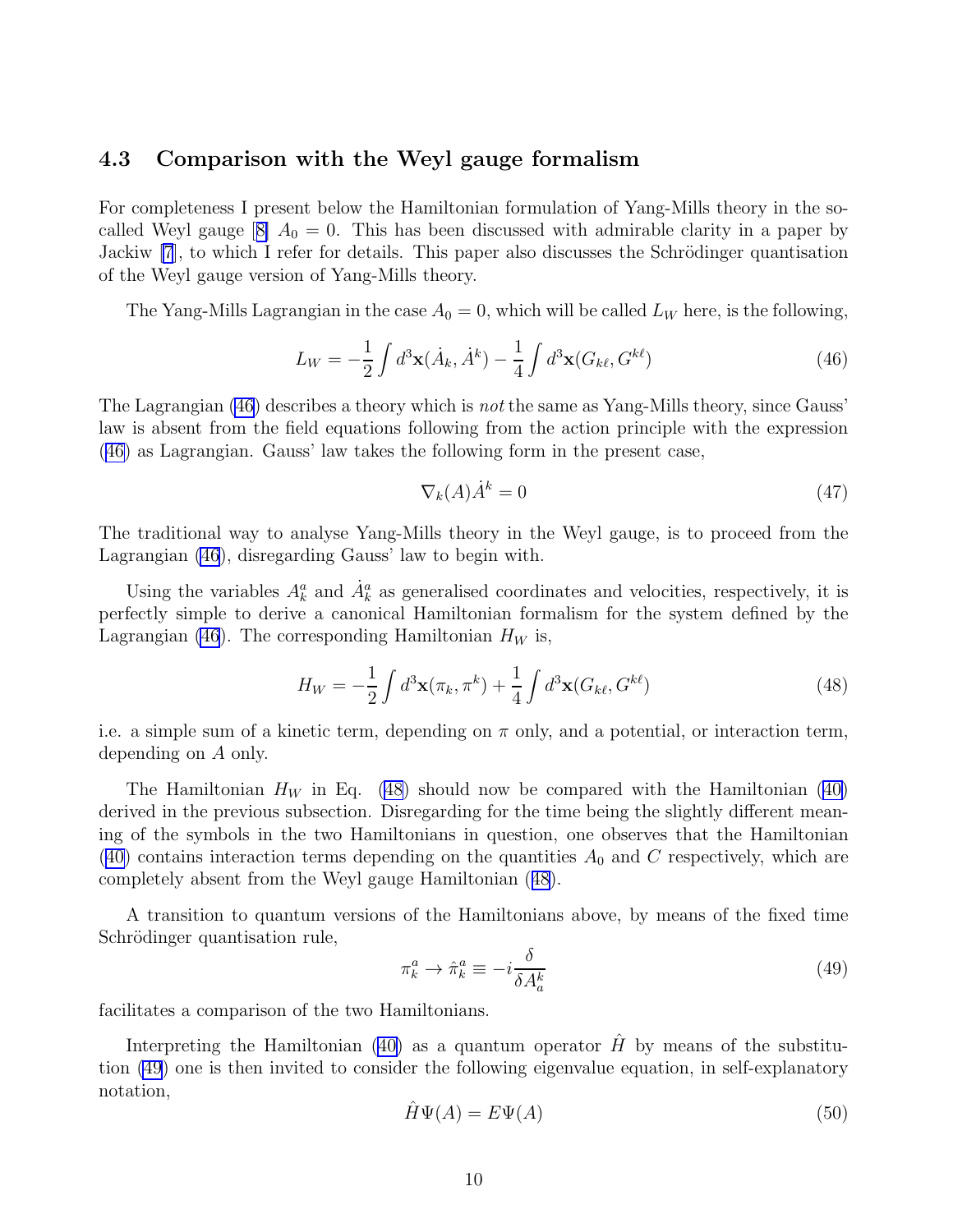### 4.3 Comparison with the Weyl gauge formalism

For completeness I present below the Hamiltonian formulation of Yang-Mills theory in the so-called Weyl gauge [8] $A_0 = 0$. This has been discussed with admirable clarity in a paper by Jackiw [7], to which I refer for details. This paper also discusses the Schrödinger quantisation of the Weyl gauge version of Yang-Mills theory.

The Yang-Mills Lagrangian in the case $A_0 = 0$, which will be called $L_W$ here, is the following,

$$L_W = -\frac{1}{2}\int d^3\mathbf{x}(\dot{A}_k, \dot{A}^k) - \frac{1}{4}\int d^3\mathbf{x}(G_{k\ell}, G^{k\ell}) \tag{46}$$

The Lagrangian (46) describes a theory which is *not* the same as Yang-Mills theory, since Gauss' law is absent from the field equations following from the action principle with the expression (46) as Lagrangian. Gauss' law takes the following form in the present case,

$$\nabla_k(A)\dot{A}^k = 0 \tag{47}$$

The traditional way to analyse Yang-Mills theory in the Weyl gauge, is to proceed from the Lagrangian (46), disregarding Gauss' law to begin with.

Using the variables $A^a_k$ and $\dot{A}^a_k$ as generalised coordinates and velocities, respectively, it is perfectly simple to derive a canonical Hamiltonian formalism for the system defined by the Lagrangian (46). The corresponding Hamiltonian $H_W$ is,

$$H_W = -\frac{1}{2}\int d^3\mathbf{x}(\pi_k, \pi^k) + \frac{1}{4}\int d^3\mathbf{x}(G_{k\ell}, G^{k\ell}) \tag{48}$$

i.e. a simple sum of a kinetic term, depending on $\pi$ only, and a potential, or interaction term, depending on $A$ only.

The Hamiltonian $H_W$ in Eq. (48) should now be compared with the Hamiltonian (40) derived in the previous subsection. Disregarding for the time being the slightly different meaning of the symbols in the two Hamiltonians in question, one observes that the Hamiltonian (40) contains interaction terms depending on the quantities $A_0$ and $C$ respectively, which are completely absent from the Weyl gauge Hamiltonian (48).

A transition to quantum versions of the Hamiltonians above, by means of the fixed time Schrödinger quantisation rule,

$$\pi^a_k \to \hat{\pi}^a_k \equiv -i\frac{\delta}{\delta A^k_a} \tag{49}$$

facilitates a comparison of the two Hamiltonians.

Interpreting the Hamiltonian (40) as a quantum operator $\hat{H}$ by means of the substitution (49) one is then invited to consider the following eigenvalue equation, in self-explanatory notation,

$$\hat{H}\Psi(A) = E\Psi(A) \tag{50}$$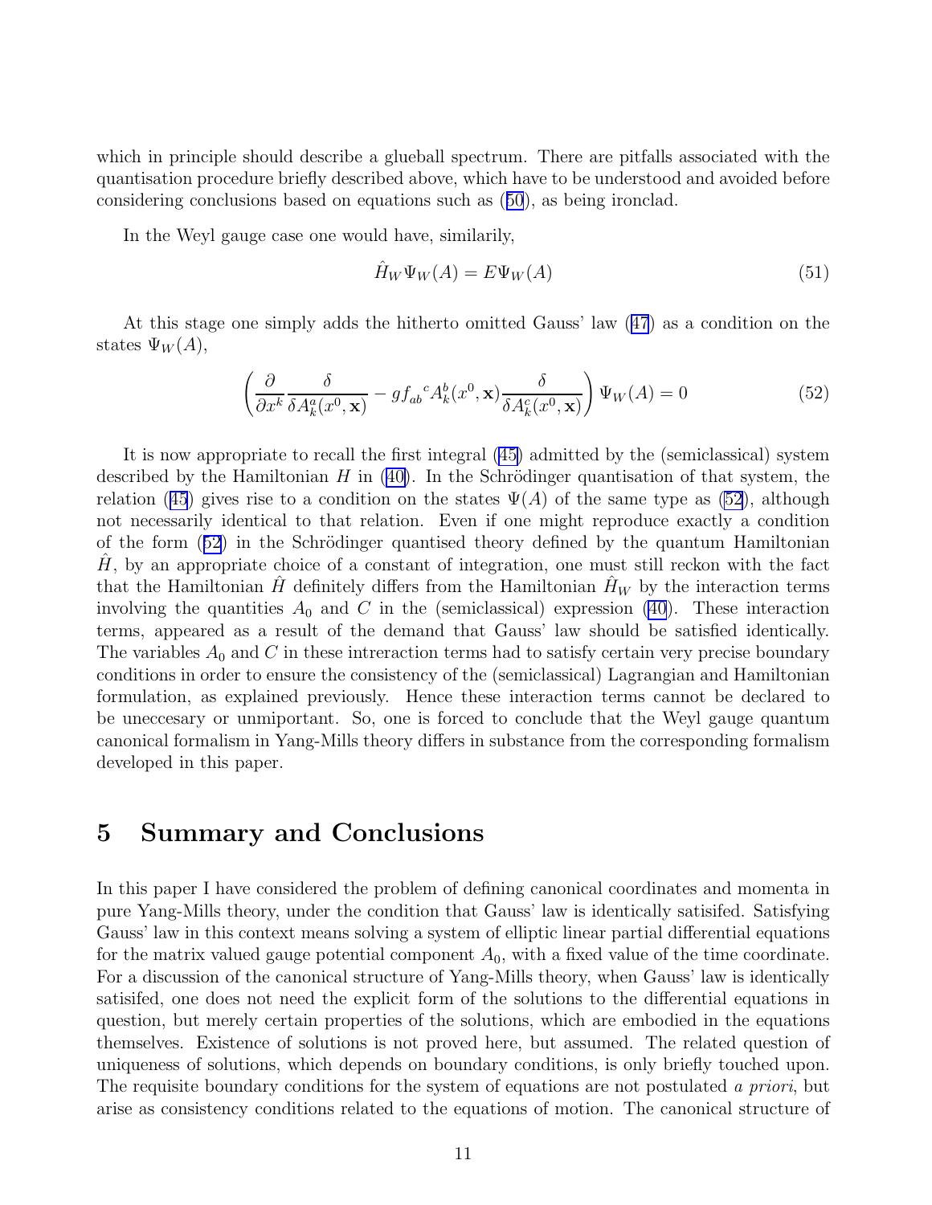which in principle should describe a glueball spectrum. There are pitfalls associated with the quantisation procedure briefly described above, which have to be understood and avoided before considering conclusions based on equations such as (50), as being ironclad.

In the Weyl gauge case one would have, similarily,

$$\hat{H}_W \Psi_W(A) = E\Psi_W(A) \tag{51}$$

At this stage one simply adds the hitherto omitted Gauss' law (47) as a condition on the states $\Psi_W(A)$,

$$\left(\frac{\partial}{\partial x^k}\frac{\delta}{\delta A^a_k(x^0,\mathbf{x})} - g f_{ab}{}^c A^b_k(x^0,\mathbf{x})\frac{\delta}{\delta A^c_k(x^0,\mathbf{x})}\right)\Psi_W(A) = 0 \tag{52}$$

It is now appropriate to recall the first integral (45) admitted by the (semiclassical) system described by the Hamiltonian $H$ in (40). In the Schrödinger quantisation of that system, the relation (45) gives rise to a condition on the states $\Psi(A)$ of the same type as (52), although not necessarily identical to that relation. Even if one might reproduce exactly a condition of the form (52) in the Schrödinger quantised theory defined by the quantum Hamiltonian $\hat{H}$, by an appropriate choice of a constant of integration, one must still reckon with the fact that the Hamiltonian $\hat{H}$ definitely differs from the Hamiltonian $\hat{H}_W$ by the interaction terms involving the quantities $A_0$ and $C$ in the (semiclassical) expression (40). These interaction terms, appeared as a result of the demand that Gauss' law should be satisfied identically. The variables $A_0$ and $C$ in these intreraction terms had to satisfy certain very precise boundary conditions in order to ensure the consistency of the (semiclassical) Lagrangian and Hamiltonian formulation, as explained previously. Hence these interaction terms cannot be declared to be uneccesary or unmiportant. So, one is forced to conclude that the Weyl gauge quantum canonical formalism in Yang-Mills theory differs in substance from the corresponding formalism developed in this paper.

## 5 Summary and Conclusions

In this paper I have considered the problem of defining canonical coordinates and momenta in pure Yang-Mills theory, under the condition that Gauss' law is identically satisifed. Satisfying Gauss' law in this context means solving a system of elliptic linear partial differential equations for the matrix valued gauge potential component $A_0$, with a fixed value of the time coordinate. For a discussion of the canonical structure of Yang-Mills theory, when Gauss' law is identically satisifed, one does not need the explicit form of the solutions to the differential equations in question, but merely certain properties of the solutions, which are embodied in the equations themselves. Existence of solutions is not proved here, but assumed. The related question of uniqueness of solutions, which depends on boundary conditions, is only briefly touched upon. The requisite boundary conditions for the system of equations are not postulated *a priori*, but arise as consistency conditions related to the equations of motion. The canonical structure of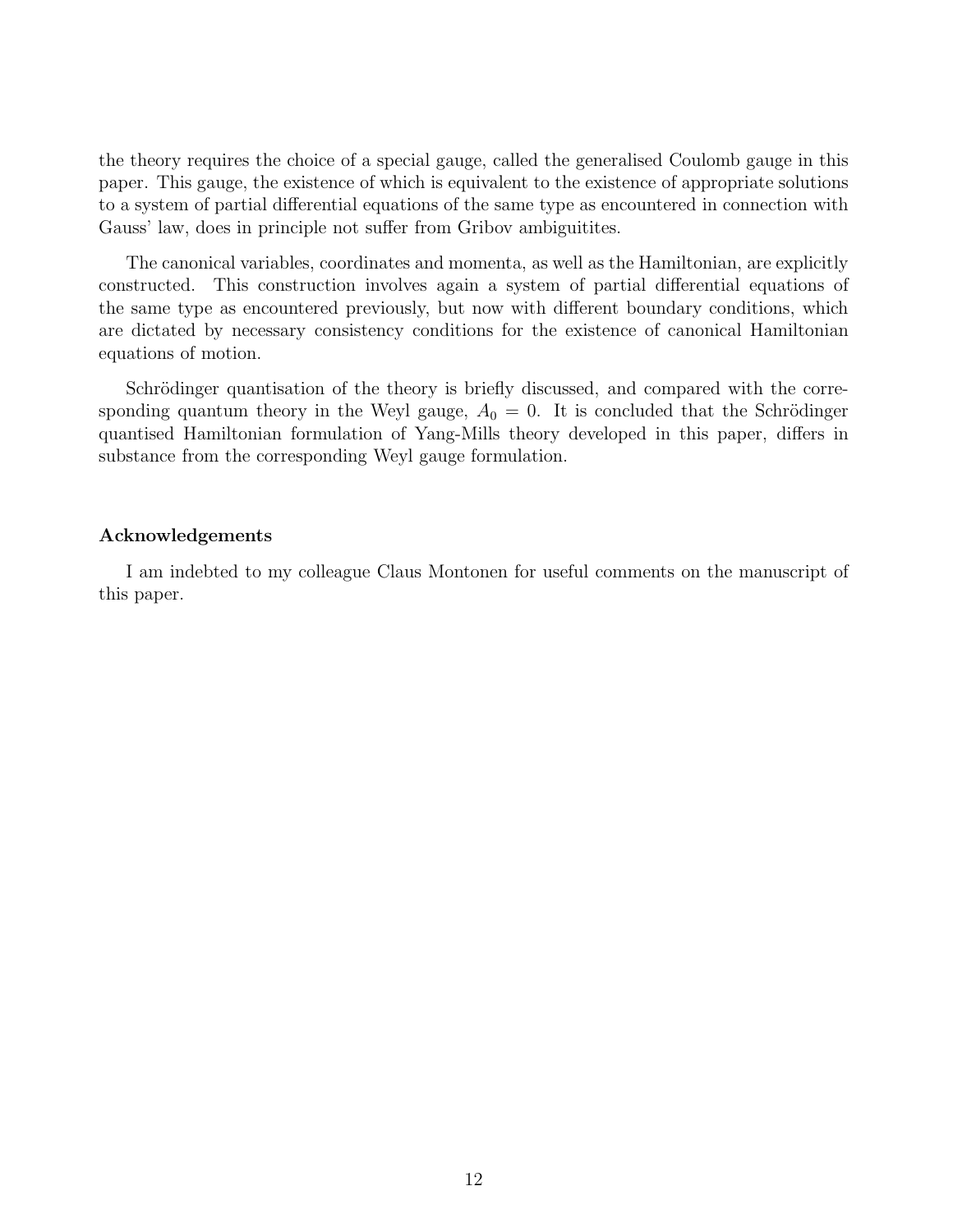the theory requires the choice of a special gauge, called the generalised Coulomb gauge in this paper. This gauge, the existence of which is equivalent to the existence of appropriate solutions to a system of partial differential equations of the same type as encountered in connection with Gauss' law, does in principle not suffer from Gribov ambiguitites.

The canonical variables, coordinates and momenta, as well as the Hamiltonian, are explicitly constructed. This construction involves again a system of partial differential equations of the same type as encountered previously, but now with different boundary conditions, which are dictated by necessary consistency conditions for the existence of canonical Hamiltonian equations of motion.

Schrödinger quantisation of the theory is briefly discussed, and compared with the corresponding quantum theory in the Weyl gauge, $A_0 = 0$. It is concluded that the Schrödinger quantised Hamiltonian formulation of Yang-Mills theory developed in this paper, differs in substance from the corresponding Weyl gauge formulation.

### Acknowledgements

I am indebted to my colleague Claus Montonen for useful comments on the manuscript of this paper.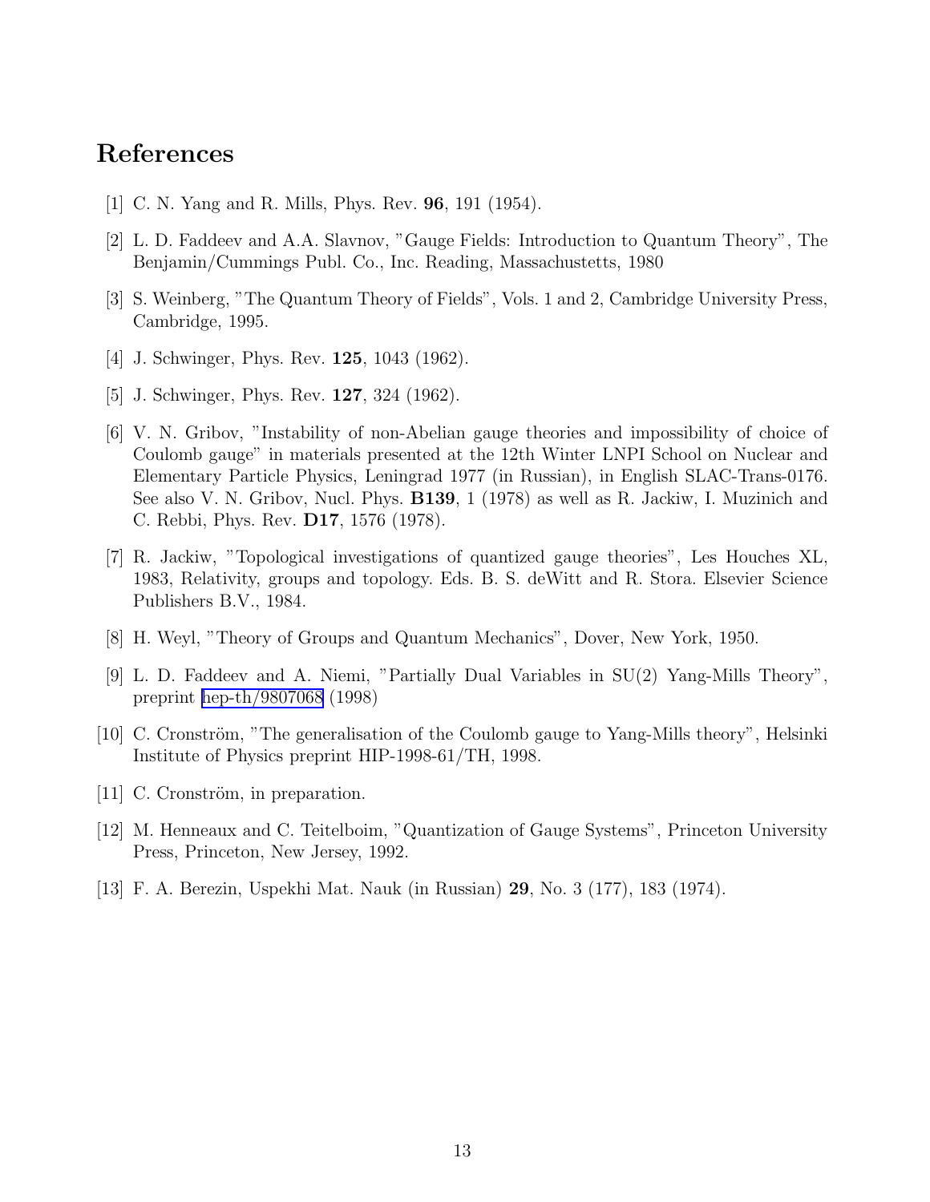# References

[1] C. N. Yang and R. Mills, Phys. Rev. **96**, 191 (1954).

[2] L. D. Faddeev and A.A. Slavnov, "Gauge Fields: Introduction to Quantum Theory", The Benjamin/Cummings Publ. Co., Inc. Reading, Massachustetts, 1980

[3] S. Weinberg, "The Quantum Theory of Fields", Vols. 1 and 2, Cambridge University Press, Cambridge, 1995.

[4] J. Schwinger, Phys. Rev. **125**, 1043 (1962).

[5] J. Schwinger, Phys. Rev. **127**, 324 (1962).

[6] V. N. Gribov, "Instability of non-Abelian gauge theories and impossibility of choice of Coulomb gauge" in materials presented at the 12th Winter LNPI School on Nuclear and Elementary Particle Physics, Leningrad 1977 (in Russian), in English SLAC-Trans-0176. See also V. N. Gribov, Nucl. Phys. **B139**, 1 (1978) as well as R. Jackiw, I. Muzinich and C. Rebbi, Phys. Rev. **D17**, 1576 (1978).

[7] R. Jackiw, "Topological investigations of quantized gauge theories", Les Houches XL, 1983, Relativity, groups and topology. Eds. B. S. deWitt and R. Stora. Elsevier Science Publishers B.V., 1984.

[8] H. Weyl, "Theory of Groups and Quantum Mechanics", Dover, New York, 1950.

[9] L. D. Faddeev and A. Niemi, "Partially Dual Variables in SU(2) Yang-Mills Theory", preprint hep-th/9807068 (1998)

[10] C. Cronström, "The generalisation of the Coulomb gauge to Yang-Mills theory", Helsinki Institute of Physics preprint HIP-1998-61/TH, 1998.

[11] C. Cronström, in preparation.

[12] M. Henneaux and C. Teitelboim, "Quantization of Gauge Systems", Princeton University Press, Princeton, New Jersey, 1992.

[13] F. A. Berezin, Uspekhi Mat. Nauk (in Russian) **29**, No. 3 (177), 183 (1974).